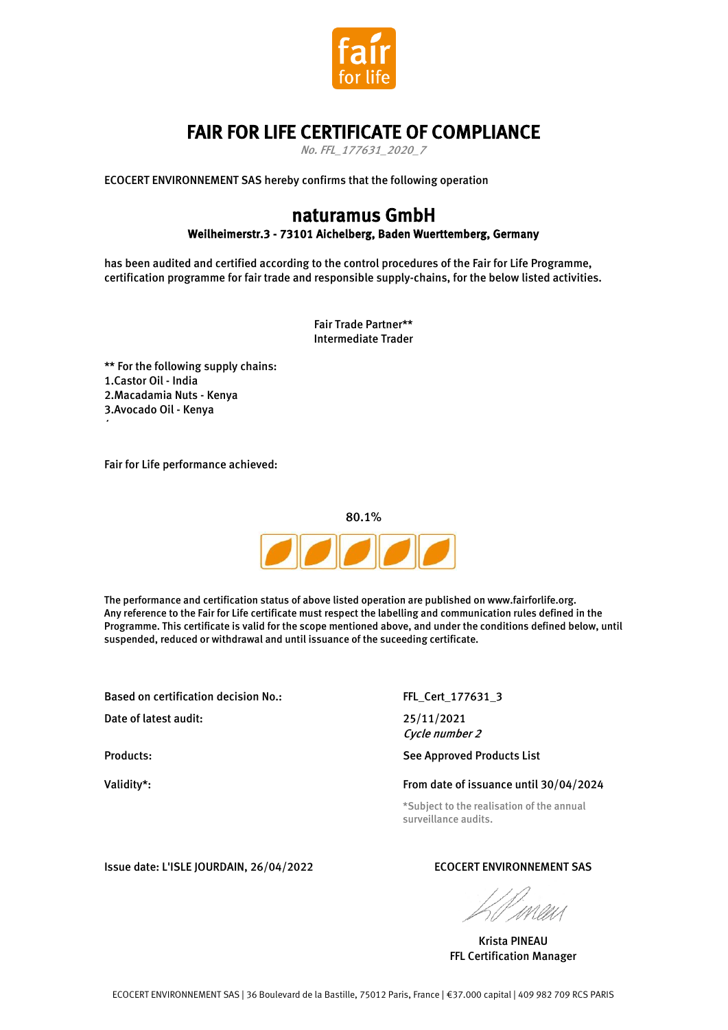# FAIR FOR LIFE CERTIFICATE OF COMPLIANCE

*No. FFL_177631_2020_7*

ECOCERT ENVIRONNEMENT SAS hereby confirms that the following operation

## naturamus GmbH

**Weilheimerstr.3 - 73101 Aichelberg, Baden Wuerttemberg, Germany**

has been audited and certified according to the control procedures of the Fair for Life Programme, certification programme for fair trade and responsible supply-chains, for the below listed activities.

Fair Trade Partner**
Intermediate Trader

** For the following supply chains:
1.Castor Oil - India
2.Macadamia Nuts - Kenya
3.Avocado Oil - Kenya

Fair for Life performance achieved:

80.1%

The performance and certification status of above listed operation are published on www.fairforlife.org. Any reference to the Fair for Life certificate must respect the labelling and communication rules defined in the Programme. This certificate is valid for the scope mentioned above, and under the conditions defined below, until suspended, reduced or withdrawal and until issuance of the suceeding certificate.

| | |
|---|---|
| Based on certification decision No.: | FFL_Cert_177631_3 |
| Date of latest audit: | 25/11/2021 *Cycle number 2* |
| Products: | See Approved Products List |
| Validity*: | From date of issuance until 30/04/2024 |
| | *Subject to the realisation of the annual surveillance audits. |

Issue date: L'ISLE JOURDAIN, 26/04/2022

ECOCERT ENVIRONNEMENT SAS

Krista PINEAU
FFL Certification Manager

ECOCERT ENVIRONNEMENT SAS | 36 Boulevard de la Bastille, 75012 Paris, France | €37.000 capital | 409 982 709 RCS PARIS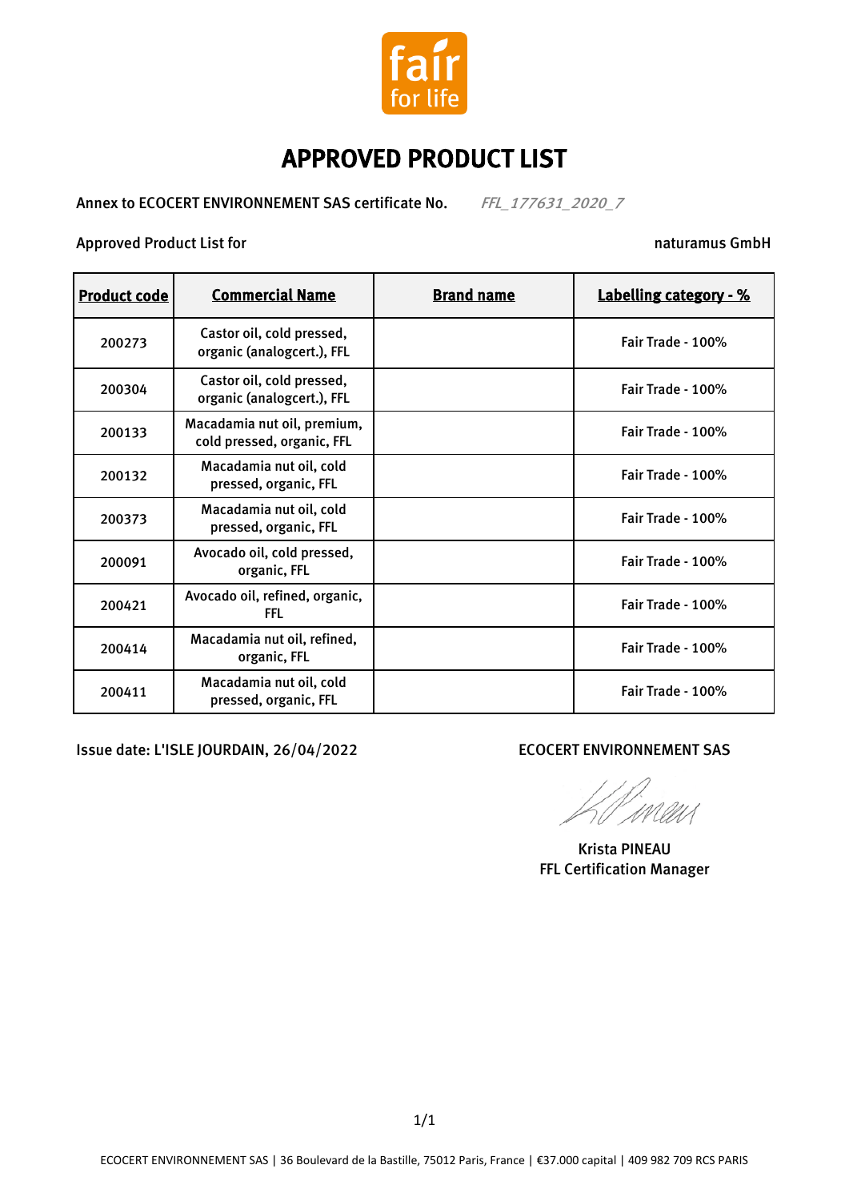# APPROVED PRODUCT LIST

Annex to ECOCERT ENVIRONNEMENT SAS certificate No. *FFL_177631_2020_7*

Approved Product List for naturamus GmbH

| Product code | Commercial Name | Brand name | Labelling category - % |
|---|---|---|---|
| 200273 | Castor oil, cold pressed, organic (analogcert.), FFL | | Fair Trade - 100% |
| 200304 | Castor oil, cold pressed, organic (analogcert.), FFL | | Fair Trade - 100% |
| 200133 | Macadamia nut oil, premium, cold pressed, organic, FFL | | Fair Trade - 100% |
| 200132 | Macadamia nut oil, cold pressed, organic, FFL | | Fair Trade - 100% |
| 200373 | Macadamia nut oil, cold pressed, organic, FFL | | Fair Trade - 100% |
| 200091 | Avocado oil, cold pressed, organic, FFL | | Fair Trade - 100% |
| 200421 | Avocado oil, refined, organic, FFL | | Fair Trade - 100% |
| 200414 | Macadamia nut oil, refined, organic, FFL | | Fair Trade - 100% |
| 200411 | Macadamia nut oil, cold pressed, organic, FFL | | Fair Trade - 100% |

Issue date: L'ISLE JOURDAIN, 26/04/2022

ECOCERT ENVIRONNEMENT SAS

Krista PINEAU
FFL Certification Manager

ECOCERT ENVIRONNEMENT SAS | 36 Boulevard de la Bastille, 75012 Paris, France | €37.000 capital | 409 982 709 RCS PARIS